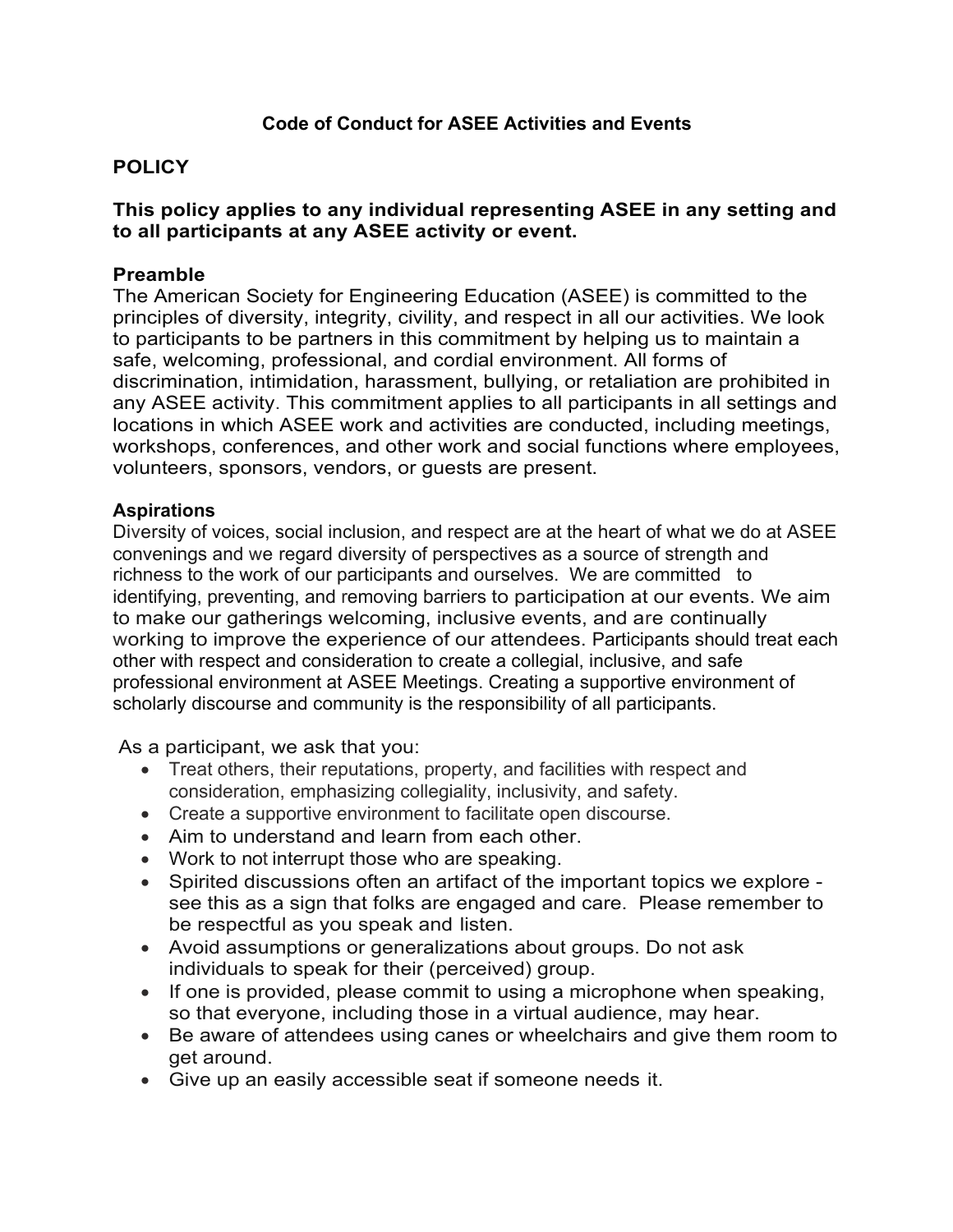# Code of Conduct for ASEE Activities and Events

## POLICY

**This policy applies to any individual representing ASEE in any setting and to all participants at any ASEE activity or event.**

### Preamble

The American Society for Engineering Education (ASEE) is committed to the principles of diversity, integrity, civility, and respect in all our activities. We look to participants to be partners in this commitment by helping us to maintain a safe, welcoming, professional, and cordial environment. All forms of discrimination, intimidation, harassment, bullying, or retaliation are prohibited in any ASEE activity. This commitment applies to all participants in all settings and locations in which ASEE work and activities are conducted, including meetings, workshops, conferences, and other work and social functions where employees, volunteers, sponsors, vendors, or guests are present.

### Aspirations

Diversity of voices, social inclusion, and respect are at the heart of what we do at ASEE convenings and we regard diversity of perspectives as a source of strength and richness to the work of our participants and ourselves. We are committed to identifying, preventing, and removing barriers to participation at our events. We aim to make our gatherings welcoming, inclusive events, and are continually working to improve the experience of our attendees. Participants should treat each other with respect and consideration to create a collegial, inclusive, and safe professional environment at ASEE Meetings. Creating a supportive environment of scholarly discourse and community is the responsibility of all participants.

As a participant, we ask that you:

- Treat others, their reputations, property, and facilities with respect and consideration, emphasizing collegiality, inclusivity, and safety.
- Create a supportive environment to facilitate open discourse.
- Aim to understand and learn from each other.
- Work to not interrupt those who are speaking.
- Spirited discussions often an artifact of the important topics we explore - see this as a sign that folks are engaged and care. Please remember to be respectful as you speak and listen.
- Avoid assumptions or generalizations about groups. Do not ask individuals to speak for their (perceived) group.
- If one is provided, please commit to using a microphone when speaking, so that everyone, including those in a virtual audience, may hear.
- Be aware of attendees using canes or wheelchairs and give them room to get around.
- Give up an easily accessible seat if someone needs it.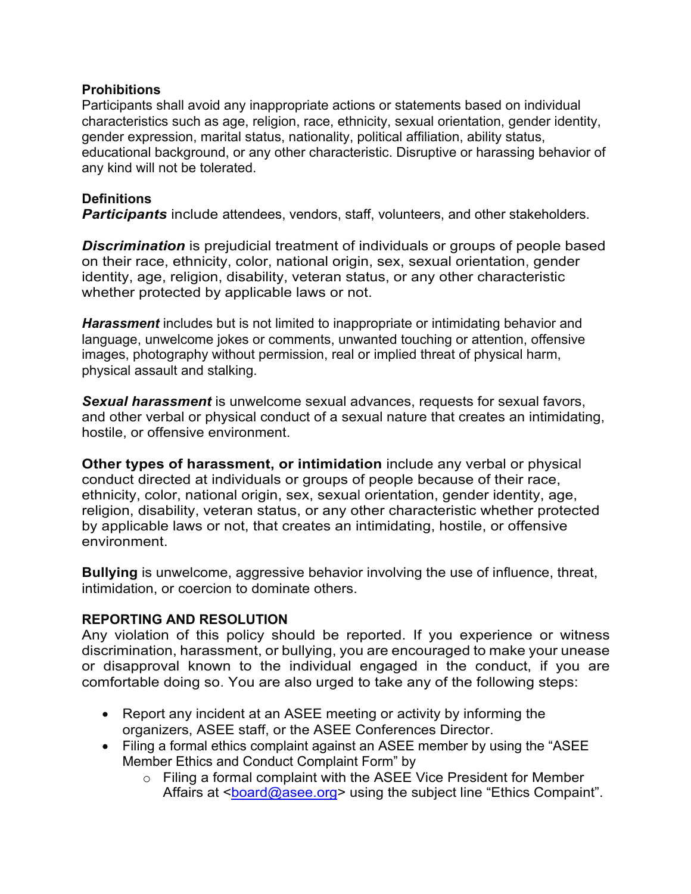**Prohibitions**

Participants shall avoid any inappropriate actions or statements based on individual characteristics such as age, religion, race, ethnicity, sexual orientation, gender identity, gender expression, marital status, nationality, political affiliation, ability status, educational background, or any other characteristic. Disruptive or harassing behavior of any kind will not be tolerated.

**Definitions**

***Participants*** include attendees, vendors, staff, volunteers, and other stakeholders.

***Discrimination*** is prejudicial treatment of individuals or groups of people based on their race, ethnicity, color, national origin, sex, sexual orientation, gender identity, age, religion, disability, veteran status, or any other characteristic whether protected by applicable laws or not.

***Harassment*** includes but is not limited to inappropriate or intimidating behavior and language, unwelcome jokes or comments, unwanted touching or attention, offensive images, photography without permission, real or implied threat of physical harm, physical assault and stalking.

***Sexual harassment*** is unwelcome sexual advances, requests for sexual favors, and other verbal or physical conduct of a sexual nature that creates an intimidating, hostile, or offensive environment.

**Other types of harassment, or intimidation** include any verbal or physical conduct directed at individuals or groups of people because of their race, ethnicity, color, national origin, sex, sexual orientation, gender identity, age, religion, disability, veteran status, or any other characteristic whether protected by applicable laws or not, that creates an intimidating, hostile, or offensive environment.

**Bullying** is unwelcome, aggressive behavior involving the use of influence, threat, intimidation, or coercion to dominate others.

**REPORTING AND RESOLUTION**

Any violation of this policy should be reported. If you experience or witness discrimination, harassment, or bullying, you are encouraged to make your unease or disapproval known to the individual engaged in the conduct, if you are comfortable doing so. You are also urged to take any of the following steps:

- Report any incident at an ASEE meeting or activity by informing the organizers, ASEE staff, or the ASEE Conferences Director.
- Filing a formal ethics complaint against an ASEE member by using the "ASEE Member Ethics and Conduct Complaint Form" by
  - Filing a formal complaint with the ASEE Vice President for Member Affairs at <board@asee.org> using the subject line "Ethics Compaint".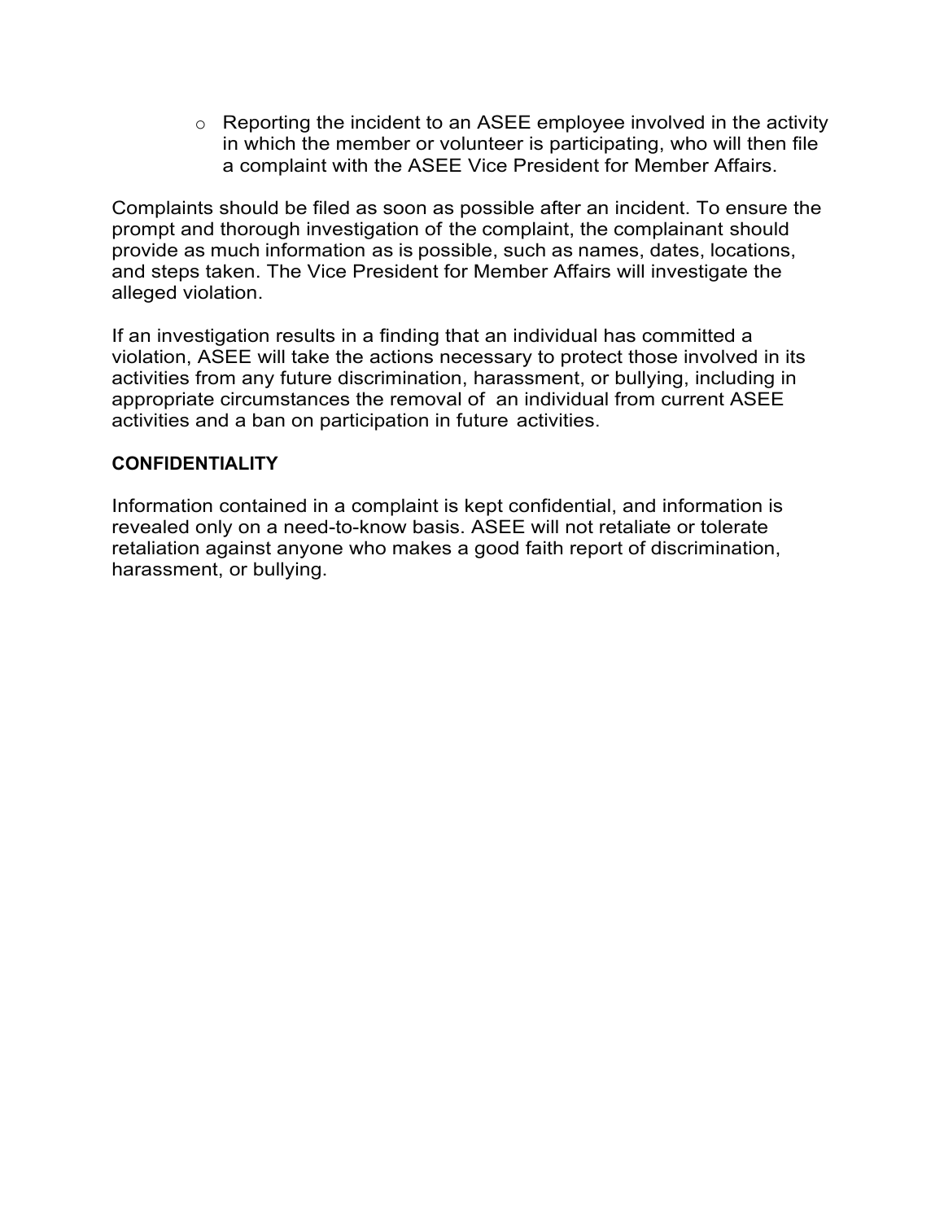- Reporting the incident to an ASEE employee involved in the activity in which the member or volunteer is participating, who will then file a complaint with the ASEE Vice President for Member Affairs.

Complaints should be filed as soon as possible after an incident. To ensure the prompt and thorough investigation of the complaint, the complainant should provide as much information as is possible, such as names, dates, locations, and steps taken. The Vice President for Member Affairs will investigate the alleged violation.

If an investigation results in a finding that an individual has committed a violation, ASEE will take the actions necessary to protect those involved in its activities from any future discrimination, harassment, or bullying, including in appropriate circumstances the removal of an individual from current ASEE activities and a ban on participation in future activities.

**CONFIDENTIALITY**

Information contained in a complaint is kept confidential, and information is revealed only on a need-to-know basis. ASEE will not retaliate or tolerate retaliation against anyone who makes a good faith report of discrimination, harassment, or bullying.